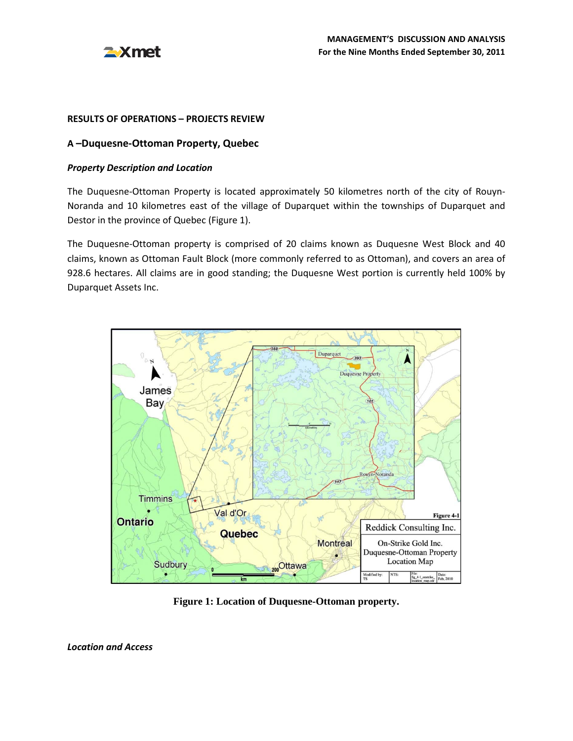## RESULTS OF OPERATIONS – PROJECTS REVIEW

### A –Duquesne-Ottoman Property, Quebec

***Property Description and Location***

The Duquesne-Ottoman Property is located approximately 50 kilometres north of the city of Rouyn-Noranda and 10 kilometres east of the village of Duparquet within the townships of Duparquet and Destor in the province of Quebec (Figure 1).

The Duquesne-Ottoman property is comprised of 20 claims known as Duquesne West Block and 40 claims, known as Ottoman Fault Block (more commonly referred to as Ottoman), and covers an area of 928.6 hectares. All claims are in good standing; the Duquesne West portion is currently held 100% by Duparquet Assets Inc.

**Figure 1: Location of Duquesne-Ottoman property.**

***Location and Access***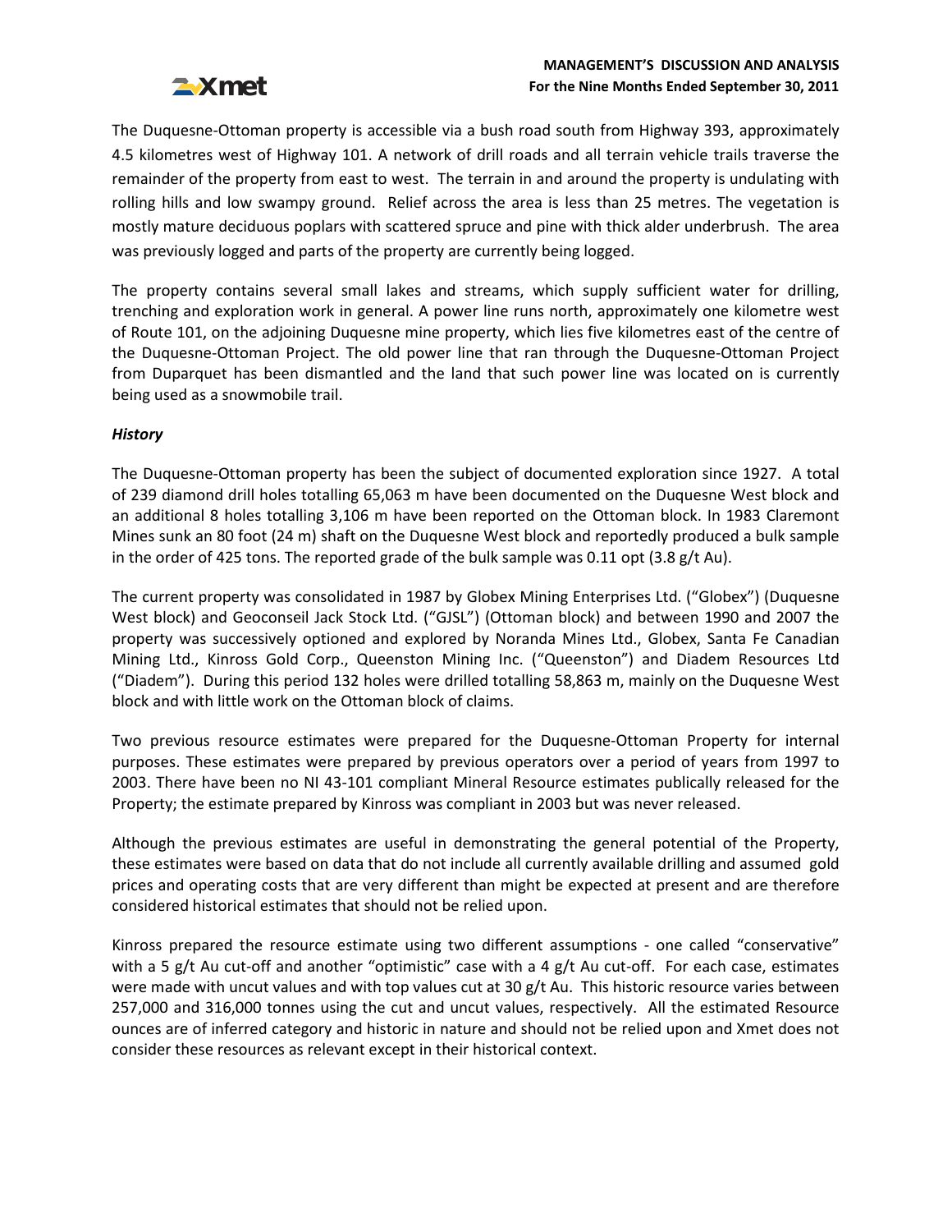The Duquesne-Ottoman property is accessible via a bush road south from Highway 393, approximately 4.5 kilometres west of Highway 101. A network of drill roads and all terrain vehicle trails traverse the remainder of the property from east to west. The terrain in and around the property is undulating with rolling hills and low swampy ground. Relief across the area is less than 25 metres. The vegetation is mostly mature deciduous poplars with scattered spruce and pine with thick alder underbrush. The area was previously logged and parts of the property are currently being logged.

The property contains several small lakes and streams, which supply sufficient water for drilling, trenching and exploration work in general. A power line runs north, approximately one kilometre west of Route 101, on the adjoining Duquesne mine property, which lies five kilometres east of the centre of the Duquesne-Ottoman Project. The old power line that ran through the Duquesne-Ottoman Project from Duparquet has been dismantled and the land that such power line was located on is currently being used as a snowmobile trail.

### *History*

The Duquesne-Ottoman property has been the subject of documented exploration since 1927. A total of 239 diamond drill holes totalling 65,063 m have been documented on the Duquesne West block and an additional 8 holes totalling 3,106 m have been reported on the Ottoman block. In 1983 Claremont Mines sunk an 80 foot (24 m) shaft on the Duquesne West block and reportedly produced a bulk sample in the order of 425 tons. The reported grade of the bulk sample was 0.11 opt (3.8 g/t Au).

The current property was consolidated in 1987 by Globex Mining Enterprises Ltd. ("Globex") (Duquesne West block) and Geoconseil Jack Stock Ltd. ("GJSL") (Ottoman block) and between 1990 and 2007 the property was successively optioned and explored by Noranda Mines Ltd., Globex, Santa Fe Canadian Mining Ltd., Kinross Gold Corp., Queenston Mining Inc. ("Queenston") and Diadem Resources Ltd ("Diadem"). During this period 132 holes were drilled totalling 58,863 m, mainly on the Duquesne West block and with little work on the Ottoman block of claims.

Two previous resource estimates were prepared for the Duquesne-Ottoman Property for internal purposes. These estimates were prepared by previous operators over a period of years from 1997 to 2003. There have been no NI 43-101 compliant Mineral Resource estimates publically released for the Property; the estimate prepared by Kinross was compliant in 2003 but was never released.

Although the previous estimates are useful in demonstrating the general potential of the Property, these estimates were based on data that do not include all currently available drilling and assumed gold prices and operating costs that are very different than might be expected at present and are therefore considered historical estimates that should not be relied upon.

Kinross prepared the resource estimate using two different assumptions - one called "conservative" with a 5 g/t Au cut-off and another "optimistic" case with a 4 g/t Au cut-off. For each case, estimates were made with uncut values and with top values cut at 30 g/t Au. This historic resource varies between 257,000 and 316,000 tonnes using the cut and uncut values, respectively. All the estimated Resource ounces are of inferred category and historic in nature and should not be relied upon and Xmet does not consider these resources as relevant except in their historical context.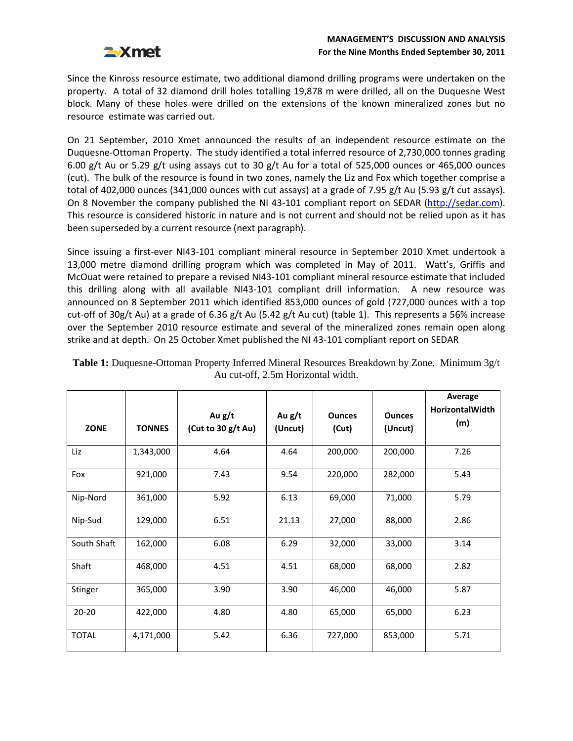Since the Kinross resource estimate, two additional diamond drilling programs were undertaken on the property. A total of 32 diamond drill holes totalling 19,878 m were drilled, all on the Duquesne West block. Many of these holes were drilled on the extensions of the known mineralized zones but no resource estimate was carried out.

On 21 September, 2010 Xmet announced the results of an independent resource estimate on the Duquesne-Ottoman Property. The study identified a total inferred resource of 2,730,000 tonnes grading 6.00 g/t Au or 5.29 g/t using assays cut to 30 g/t Au for a total of 525,000 ounces or 465,000 ounces (cut). The bulk of the resource is found in two zones, namely the Liz and Fox which together comprise a total of 402,000 ounces (341,000 ounces with cut assays) at a grade of 7.95 g/t Au (5.93 g/t cut assays). On 8 November the company published the NI 43-101 compliant report on SEDAR (http://sedar.com). This resource is considered historic in nature and is not current and should not be relied upon as it has been superseded by a current resource (next paragraph).

Since issuing a first-ever NI43-101 compliant mineral resource in September 2010 Xmet undertook a 13,000 metre diamond drilling program which was completed in May of 2011. Watt's, Griffis and McOuat were retained to prepare a revised NI43-101 compliant mineral resource estimate that included this drilling along with all available NI43-101 compliant drill information. A new resource was announced on 8 September 2011 which identified 853,000 ounces of gold (727,000 ounces with a top cut-off of 30g/t Au) at a grade of 6.36 g/t Au (5.42 g/t Au cut) (table 1). This represents a 56% increase over the September 2010 resource estimate and several of the mineralized zones remain open along strike and at depth. On 25 October Xmet published the NI 43-101 compliant report on SEDAR

**Table 1:** Duquesne-Ottoman Property Inferred Mineral Resources Breakdown by Zone. Minimum 3g/t Au cut-off, 2.5m Horizontal width.

| ZONE | TONNES | Au g/t (Cut to 30 g/t Au) | Au g/t (Uncut) | Ounces (Cut) | Ounces (Uncut) | Average HorizontalWidth (m) |
|---|---|---|---|---|---|---|
| Liz | 1,343,000 | 4.64 | 4.64 | 200,000 | 200,000 | 7.26 |
| Fox | 921,000 | 7.43 | 9.54 | 220,000 | 282,000 | 5.43 |
| Nip-Nord | 361,000 | 5.92 | 6.13 | 69,000 | 71,000 | 5.79 |
| Nip-Sud | 129,000 | 6.51 | 21.13 | 27,000 | 88,000 | 2.86 |
| South Shaft | 162,000 | 6.08 | 6.29 | 32,000 | 33,000 | 3.14 |
| Shaft | 468,000 | 4.51 | 4.51 | 68,000 | 68,000 | 2.82 |
| Stinger | 365,000 | 3.90 | 3.90 | 46,000 | 46,000 | 5.87 |
| 20-20 | 422,000 | 4.80 | 4.80 | 65,000 | 65,000 | 6.23 |
| TOTAL | 4,171,000 | 5.42 | 6.36 | 727,000 | 853,000 | 5.71 |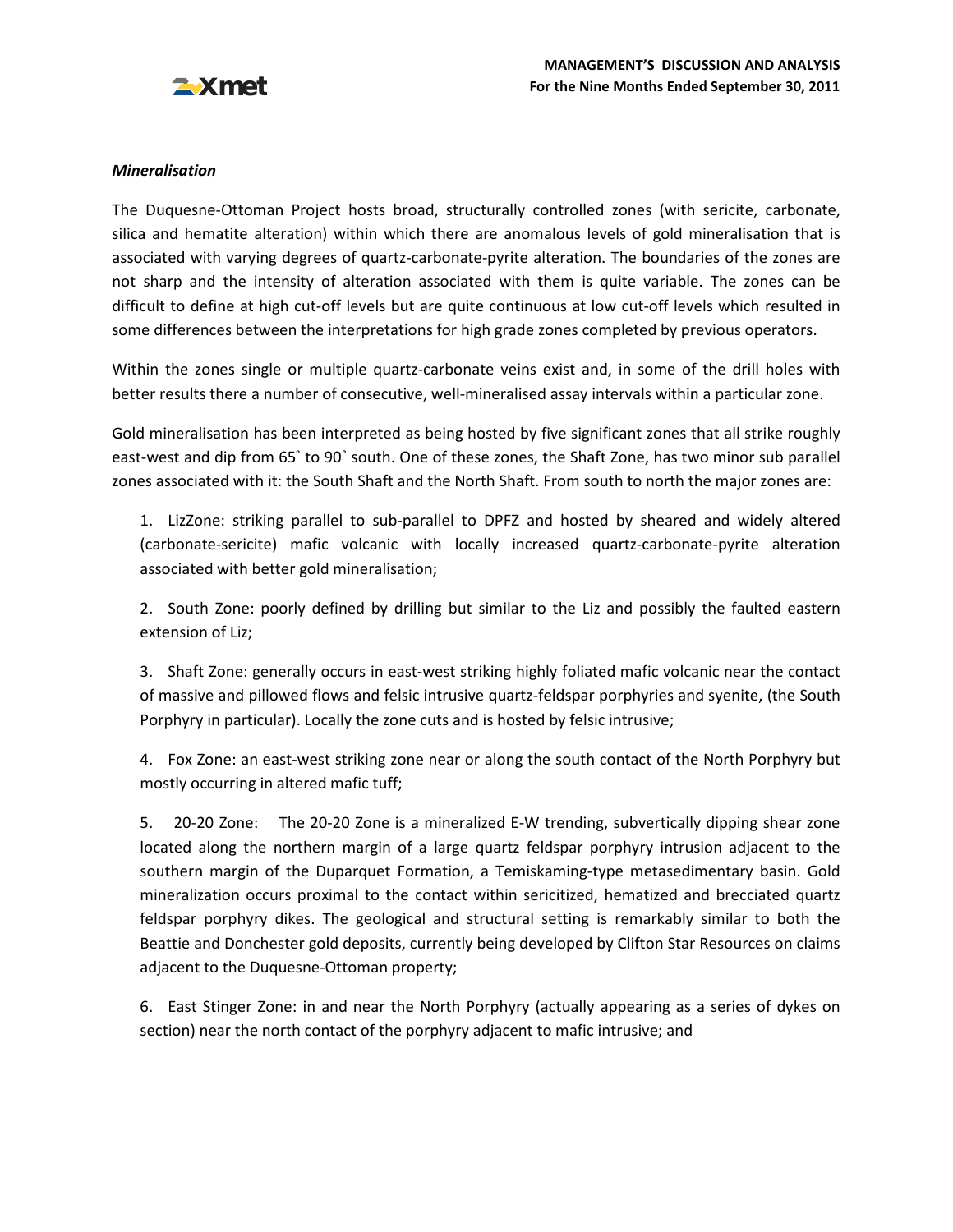***Mineralisation***

The Duquesne-Ottoman Project hosts broad, structurally controlled zones (with sericite, carbonate, silica and hematite alteration) within which there are anomalous levels of gold mineralisation that is associated with varying degrees of quartz-carbonate-pyrite alteration. The boundaries of the zones are not sharp and the intensity of alteration associated with them is quite variable. The zones can be difficult to define at high cut-off levels but are quite continuous at low cut-off levels which resulted in some differences between the interpretations for high grade zones completed by previous operators.

Within the zones single or multiple quartz-carbonate veins exist and, in some of the drill holes with better results there a number of consecutive, well-mineralised assay intervals within a particular zone.

Gold mineralisation has been interpreted as being hosted by five significant zones that all strike roughly east-west and dip from 65˚ to 90˚ south. One of these zones, the Shaft Zone, has two minor sub parallel zones associated with it: the South Shaft and the North Shaft. From south to north the major zones are:

1. LizZone: striking parallel to sub-parallel to DPFZ and hosted by sheared and widely altered (carbonate-sericite) mafic volcanic with locally increased quartz-carbonate-pyrite alteration associated with better gold mineralisation;

2. South Zone: poorly defined by drilling but similar to the Liz and possibly the faulted eastern extension of Liz;

3. Shaft Zone: generally occurs in east-west striking highly foliated mafic volcanic near the contact of massive and pillowed flows and felsic intrusive quartz-feldspar porphyries and syenite, (the South Porphyry in particular). Locally the zone cuts and is hosted by felsic intrusive;

4. Fox Zone: an east-west striking zone near or along the south contact of the North Porphyry but mostly occurring in altered mafic tuff;

5. 20-20 Zone: The 20-20 Zone is a mineralized E-W trending, subvertically dipping shear zone located along the northern margin of a large quartz feldspar porphyry intrusion adjacent to the southern margin of the Duparquet Formation, a Temiskaming-type metasedimentary basin. Gold mineralization occurs proximal to the contact within sericitized, hematized and brecciated quartz feldspar porphyry dikes. The geological and structural setting is remarkably similar to both the Beattie and Donchester gold deposits, currently being developed by Clifton Star Resources on claims adjacent to the Duquesne-Ottoman property;

6. East Stinger Zone: in and near the North Porphyry (actually appearing as a series of dykes on section) near the north contact of the porphyry adjacent to mafic intrusive; and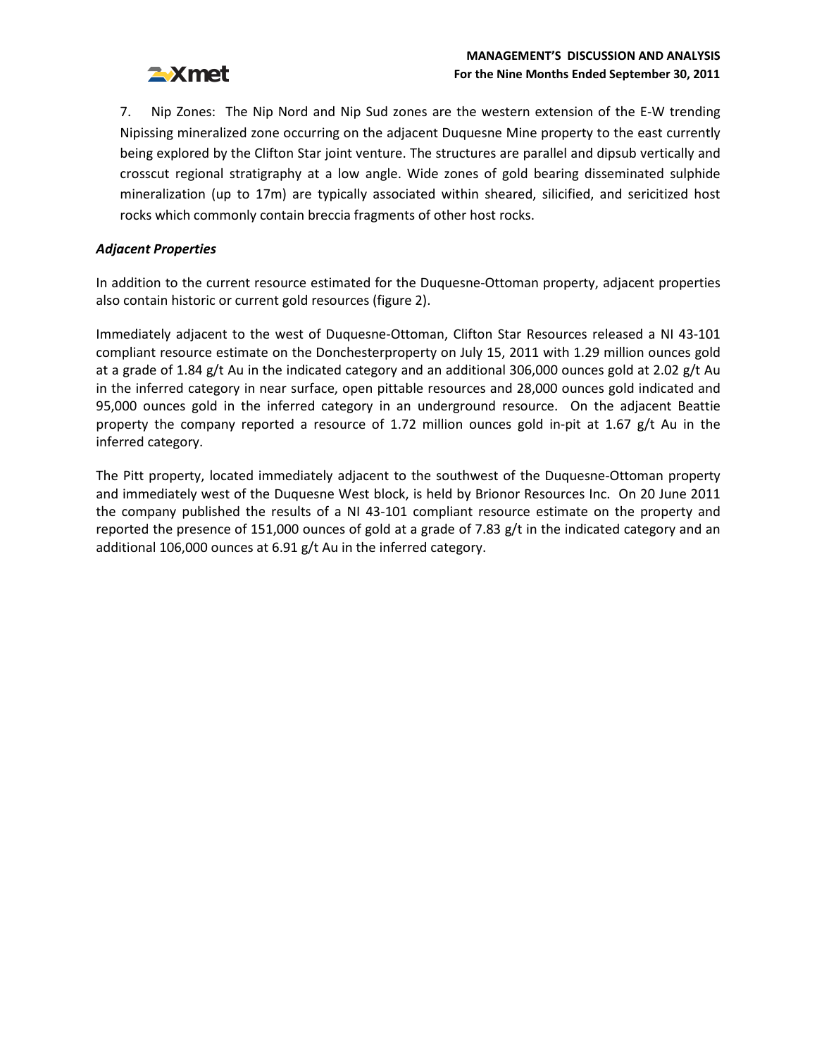7. Nip Zones: The Nip Nord and Nip Sud zones are the western extension of the E-W trending Nipissing mineralized zone occurring on the adjacent Duquesne Mine property to the east currently being explored by the Clifton Star joint venture. The structures are parallel and dipsub vertically and crosscut regional stratigraphy at a low angle. Wide zones of gold bearing disseminated sulphide mineralization (up to 17m) are typically associated within sheared, silicified, and sericitized host rocks which commonly contain breccia fragments of other host rocks.

### *Adjacent Properties*

In addition to the current resource estimated for the Duquesne-Ottoman property, adjacent properties also contain historic or current gold resources (figure 2).

Immediately adjacent to the west of Duquesne-Ottoman, Clifton Star Resources released a NI 43-101 compliant resource estimate on the Donchesterproperty on July 15, 2011 with 1.29 million ounces gold at a grade of 1.84 g/t Au in the indicated category and an additional 306,000 ounces gold at 2.02 g/t Au in the inferred category in near surface, open pittable resources and 28,000 ounces gold indicated and 95,000 ounces gold in the inferred category in an underground resource. On the adjacent Beattie property the company reported a resource of 1.72 million ounces gold in-pit at 1.67 g/t Au in the inferred category.

The Pitt property, located immediately adjacent to the southwest of the Duquesne-Ottoman property and immediately west of the Duquesne West block, is held by Brionor Resources Inc. On 20 June 2011 the company published the results of a NI 43-101 compliant resource estimate on the property and reported the presence of 151,000 ounces of gold at a grade of 7.83 g/t in the indicated category and an additional 106,000 ounces at 6.91 g/t Au in the inferred category.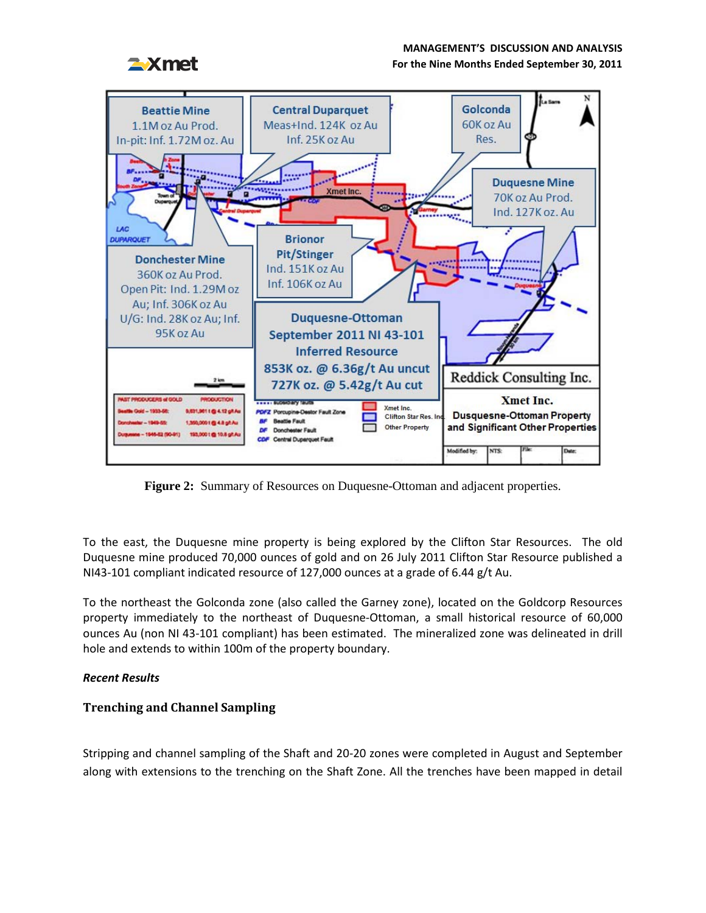**Figure 2:** Summary of Resources on Duquesne-Ottoman and adjacent properties.

To the east, the Duquesne mine property is being explored by the Clifton Star Resources. The old Duquesne mine produced 70,000 ounces of gold and on 26 July 2011 Clifton Star Resource published a NI43-101 compliant indicated resource of 127,000 ounces at a grade of 6.44 g/t Au.

To the northeast the Golconda zone (also called the Garney zone), located on the Goldcorp Resources property immediately to the northeast of Duquesne-Ottoman, a small historical resource of 60,000 ounces Au (non NI 43-101 compliant) has been estimated. The mineralized zone was delineated in drill hole and extends to within 100m of the property boundary.

***Recent Results***

### Trenching and Channel Sampling

Stripping and channel sampling of the Shaft and 20-20 zones were completed in August and September along with extensions to the trenching on the Shaft Zone. All the trenches have been mapped in detail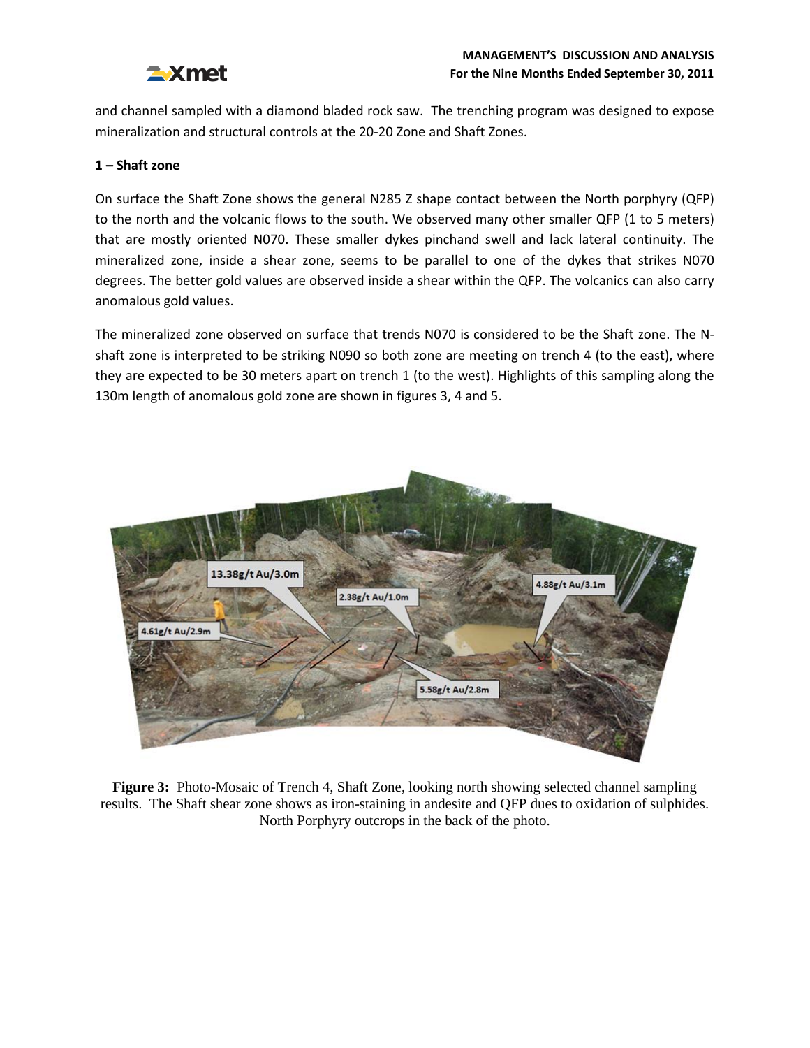and channel sampled with a diamond bladed rock saw. The trenching program was designed to expose mineralization and structural controls at the 20-20 Zone and Shaft Zones.

**1 – Shaft zone**

On surface the Shaft Zone shows the general N285 Z shape contact between the North porphyry (QFP) to the north and the volcanic flows to the south. We observed many other smaller QFP (1 to 5 meters) that are mostly oriented N070. These smaller dykes pinchand swell and lack lateral continuity. The mineralized zone, inside a shear zone, seems to be parallel to one of the dykes that strikes N070 degrees. The better gold values are observed inside a shear within the QFP. The volcanics can also carry anomalous gold values.

The mineralized zone observed on surface that trends N070 is considered to be the Shaft zone. The N-shaft zone is interpreted to be striking N090 so both zone are meeting on trench 4 (to the east), where they are expected to be 30 meters apart on trench 1 (to the west). Highlights of this sampling along the 130m length of anomalous gold zone are shown in figures 3, 4 and 5.

**Figure 3:** Photo-Mosaic of Trench 4, Shaft Zone, looking north showing selected channel sampling results. The Shaft shear zone shows as iron-staining in andesite and QFP dues to oxidation of sulphides. North Porphyry outcrops in the back of the photo.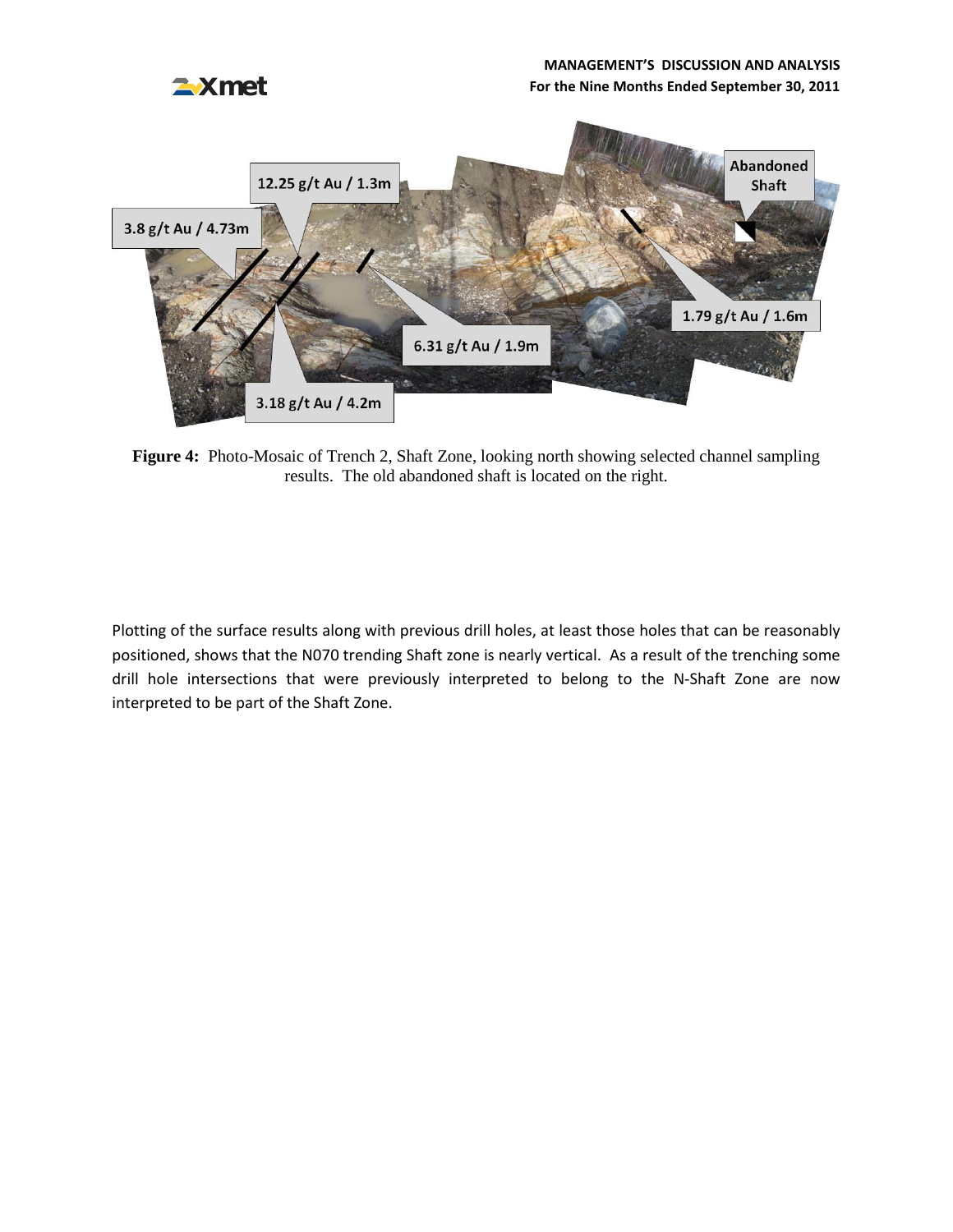**Figure 4:** Photo-Mosaic of Trench 2, Shaft Zone, looking north showing selected channel sampling results. The old abandoned shaft is located on the right.

Plotting of the surface results along with previous drill holes, at least those holes that can be reasonably positioned, shows that the N070 trending Shaft zone is nearly vertical. As a result of the trenching some drill hole intersections that were previously interpreted to belong to the N-Shaft Zone are now interpreted to be part of the Shaft Zone.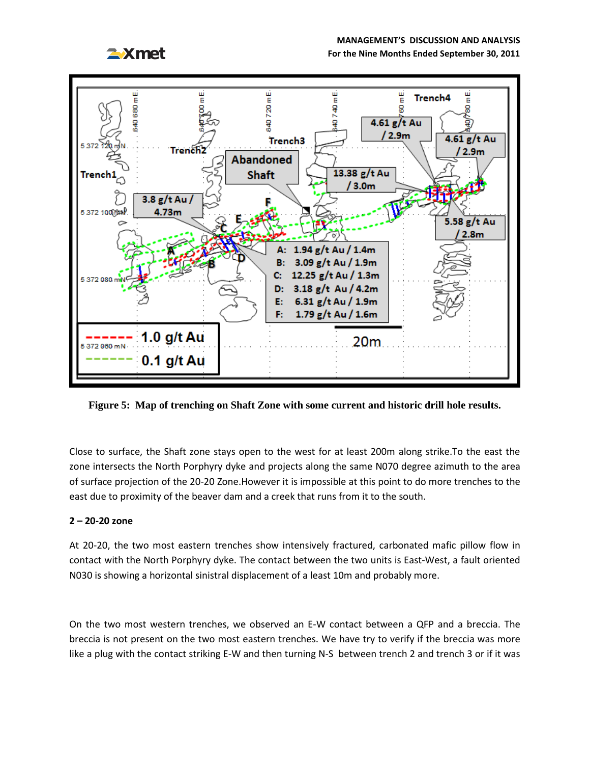**Figure 5: Map of trenching on Shaft Zone with some current and historic drill hole results.**

Close to surface, the Shaft zone stays open to the west for at least 200m along strike.To the east the zone intersects the North Porphyry dyke and projects along the same N070 degree azimuth to the area of surface projection of the 20-20 Zone.However it is impossible at this point to do more trenches to the east due to proximity of the beaver dam and a creek that runs from it to the south.

**2 – 20-20 zone**

At 20-20, the two most eastern trenches show intensively fractured, carbonated mafic pillow flow in contact with the North Porphyry dyke. The contact between the two units is East-West, a fault oriented N030 is showing a horizontal sinistral displacement of a least 10m and probably more.

On the two most western trenches, we observed an E-W contact between a QFP and a breccia. The breccia is not present on the two most eastern trenches. We have try to verify if the breccia was more like a plug with the contact striking E-W and then turning N-S between trench 2 and trench 3 or if it was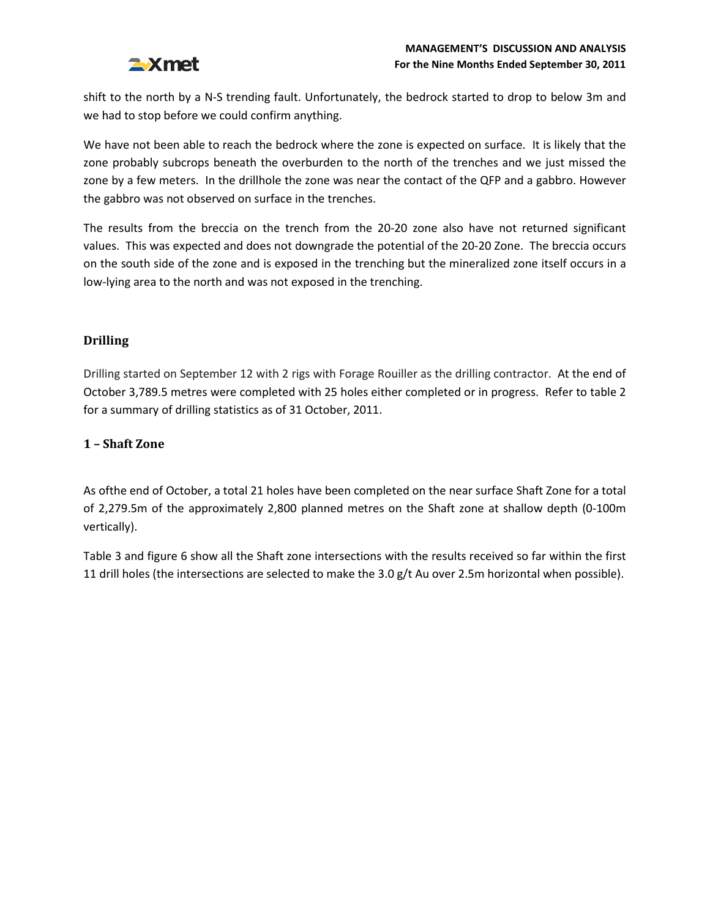shift to the north by a N-S trending fault. Unfortunately, the bedrock started to drop to below 3m and we had to stop before we could confirm anything.

We have not been able to reach the bedrock where the zone is expected on surface. It is likely that the zone probably subcrops beneath the overburden to the north of the trenches and we just missed the zone by a few meters. In the drillhole the zone was near the contact of the QFP and a gabbro. However the gabbro was not observed on surface in the trenches.

The results from the breccia on the trench from the 20-20 zone also have not returned significant values. This was expected and does not downgrade the potential of the 20-20 Zone. The breccia occurs on the south side of the zone and is exposed in the trenching but the mineralized zone itself occurs in a low-lying area to the north and was not exposed in the trenching.

## Drilling

Drilling started on September 12 with 2 rigs with Forage Rouiller as the drilling contractor. At the end of October 3,789.5 metres were completed with 25 holes either completed or in progress. Refer to table 2 for a summary of drilling statistics as of 31 October, 2011.

### 1 – Shaft Zone

As ofthe end of October, a total 21 holes have been completed on the near surface Shaft Zone for a total of 2,279.5m of the approximately 2,800 planned metres on the Shaft zone at shallow depth (0-100m vertically).

Table 3 and figure 6 show all the Shaft zone intersections with the results received so far within the first 11 drill holes (the intersections are selected to make the 3.0 g/t Au over 2.5m horizontal when possible).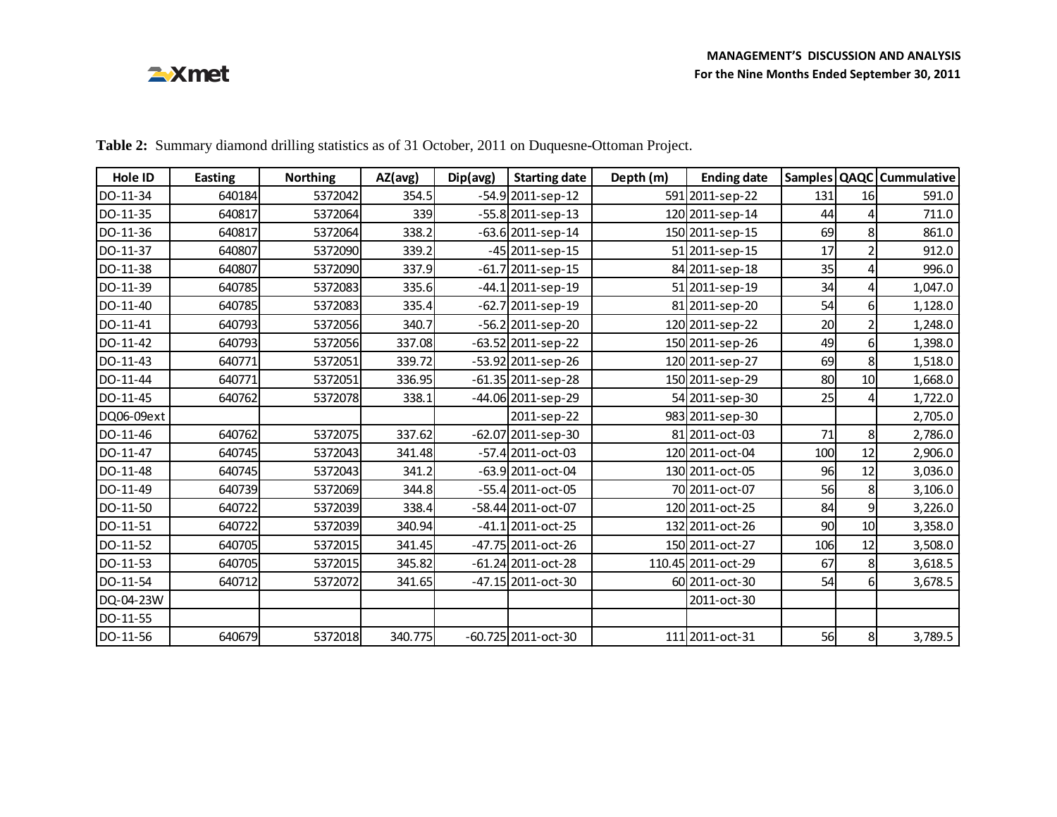**Table 2:** Summary diamond drilling statistics as of 31 October, 2011 on Duquesne-Ottoman Project.

| Hole ID | Easting | Northing | AZ(avg) | Dip(avg) | Starting date | Depth (m) | Ending date | Samples | QAQC | Cummulative |
|---|---|---|---|---|---|---|---|---|---|---|
| DO-11-34 | 640184 | 5372042 | 354.5 | -54.9 | 2011-sep-12 | 591 | 2011-sep-22 | 131 | 16 | 591.0 |
| DO-11-35 | 640817 | 5372064 | 339 | -55.8 | 2011-sep-13 | 120 | 2011-sep-14 | 44 | 4 | 711.0 |
| DO-11-36 | 640817 | 5372064 | 338.2 | -63.6 | 2011-sep-14 | 150 | 2011-sep-15 | 69 | 8 | 861.0 |
| DO-11-37 | 640807 | 5372090 | 339.2 | -45 | 2011-sep-15 | 51 | 2011-sep-15 | 17 | 2 | 912.0 |
| DO-11-38 | 640807 | 5372090 | 337.9 | -61.7 | 2011-sep-15 | 84 | 2011-sep-18 | 35 | 4 | 996.0 |
| DO-11-39 | 640785 | 5372083 | 335.6 | -44.1 | 2011-sep-19 | 51 | 2011-sep-19 | 34 | 4 | 1,047.0 |
| DO-11-40 | 640785 | 5372083 | 335.4 | -62.7 | 2011-sep-19 | 81 | 2011-sep-20 | 54 | 6 | 1,128.0 |
| DO-11-41 | 640793 | 5372056 | 340.7 | -56.2 | 2011-sep-20 | 120 | 2011-sep-22 | 20 | 2 | 1,248.0 |
| DO-11-42 | 640793 | 5372056 | 337.08 | -63.52 | 2011-sep-22 | 150 | 2011-sep-26 | 49 | 6 | 1,398.0 |
| DO-11-43 | 640771 | 5372051 | 339.72 | -53.92 | 2011-sep-26 | 120 | 2011-sep-27 | 69 | 8 | 1,518.0 |
| DO-11-44 | 640771 | 5372051 | 336.95 | -61.35 | 2011-sep-28 | 150 | 2011-sep-29 | 80 | 10 | 1,668.0 |
| DO-11-45 | 640762 | 5372078 | 338.1 | -44.06 | 2011-sep-29 | 54 | 2011-sep-30 | 25 | 4 | 1,722.0 |
| DQ06-09ext | | | | | 2011-sep-22 | 983 | 2011-sep-30 | | | 2,705.0 |
| DO-11-46 | 640762 | 5372075 | 337.62 | -62.07 | 2011-sep-30 | 81 | 2011-oct-03 | 71 | 8 | 2,786.0 |
| DO-11-47 | 640745 | 5372043 | 341.48 | -57.4 | 2011-oct-03 | 120 | 2011-oct-04 | 100 | 12 | 2,906.0 |
| DO-11-48 | 640745 | 5372043 | 341.2 | -63.9 | 2011-oct-04 | 130 | 2011-oct-05 | 96 | 12 | 3,036.0 |
| DO-11-49 | 640739 | 5372069 | 344.8 | -55.4 | 2011-oct-05 | 70 | 2011-oct-07 | 56 | 8 | 3,106.0 |
| DO-11-50 | 640722 | 5372039 | 338.4 | -58.44 | 2011-oct-07 | 120 | 2011-oct-25 | 84 | 9 | 3,226.0 |
| DO-11-51 | 640722 | 5372039 | 340.94 | -41.1 | 2011-oct-25 | 132 | 2011-oct-26 | 90 | 10 | 3,358.0 |
| DO-11-52 | 640705 | 5372015 | 341.45 | -47.75 | 2011-oct-26 | 150 | 2011-oct-27 | 106 | 12 | 3,508.0 |
| DO-11-53 | 640705 | 5372015 | 345.82 | -61.24 | 2011-oct-28 | 110.45 | 2011-oct-29 | 67 | 8 | 3,618.5 |
| DO-11-54 | 640712 | 5372072 | 341.65 | -47.15 | 2011-oct-30 | 60 | 2011-oct-30 | 54 | 6 | 3,678.5 |
| DQ-04-23W | | | | | | | 2011-oct-30 | | | |
| DO-11-55 | | | | | | | | | | |
| DO-11-56 | 640679 | 5372018 | 340.775 | -60.725 | 2011-oct-30 | 111 | 2011-oct-31 | 56 | 8 | 3,789.5 |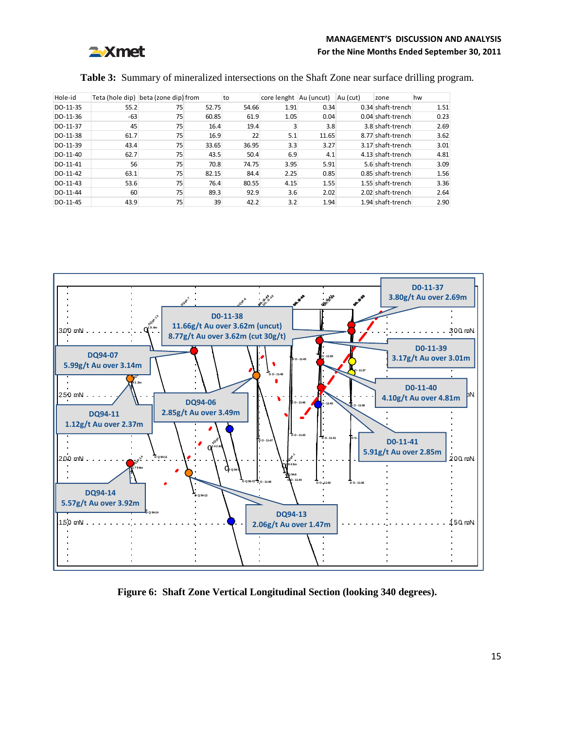**Table 3:** Summary of mineralized intersections on the Shaft Zone near surface drilling program.

| Hole-id | Teta (hole dip) | beta (zone dip) | from | to | core lenght | Au (uncut) | Au (cut) | zone | hw |
|---|---|---|---|---|---|---|---|---|---|
| DO-11-35 | 55.2 | 75 | 52.75 | 54.66 | 1.91 | 0.34 | 0.34 | shaft-trench | 1.51 |
| DO-11-36 | -63 | 75 | 60.85 | 61.9 | 1.05 | 0.04 | 0.04 | shaft-trench | 0.23 |
| DO-11-37 | 45 | 75 | 16.4 | 19.4 | 3 | 3.8 | 3.8 | shaft-trench | 2.69 |
| DO-11-38 | 61.7 | 75 | 16.9 | 22 | 5.1 | 11.65 | 8.77 | shaft-trench | 3.62 |
| DO-11-39 | 43.4 | 75 | 33.65 | 36.95 | 3.3 | 3.27 | 3.17 | shaft-trench | 3.01 |
| DO-11-40 | 62.7 | 75 | 43.5 | 50.4 | 6.9 | 4.1 | 4.13 | shaft-trench | 4.81 |
| DO-11-41 | 56 | 75 | 70.8 | 74.75 | 3.95 | 5.91 | 5.6 | shaft-trench | 3.09 |
| DO-11-42 | 63.1 | 75 | 82.15 | 84.4 | 2.25 | 0.85 | 0.85 | shaft-trench | 1.56 |
| DO-11-43 | 53.6 | 75 | 76.4 | 80.55 | 4.15 | 1.55 | 1.55 | shaft-trench | 3.36 |
| DO-11-44 | 60 | 75 | 89.3 | 92.9 | 3.6 | 2.02 | 2.02 | shaft-trench | 2.64 |
| DO-11-45 | 43.9 | 75 | 39 | 42.2 | 3.2 | 1.94 | 1.94 | shaft-trench | 2.90 |

**Figure 6: Shaft Zone Vertical Longitudinal Section (looking 340 degrees).**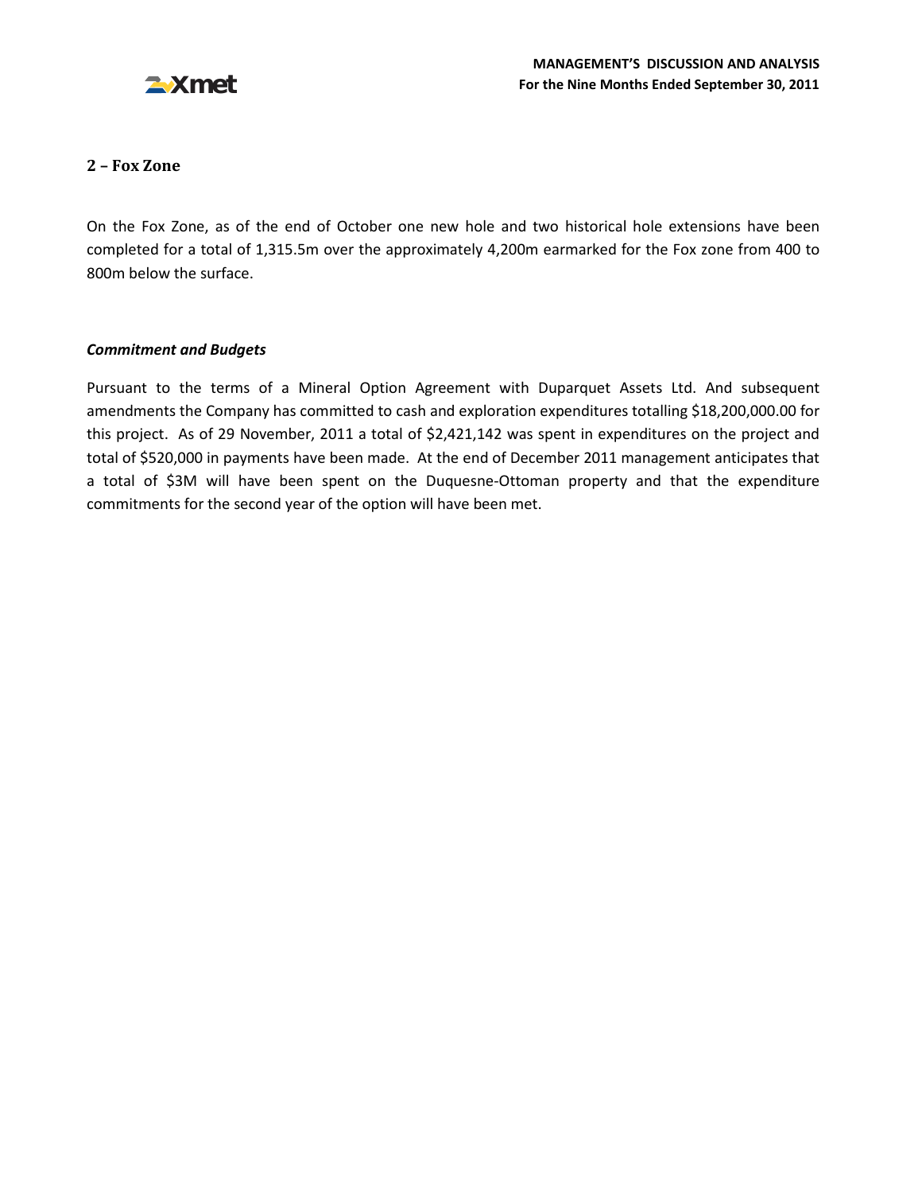## 2 – Fox Zone

On the Fox Zone, as of the end of October one new hole and two historical hole extensions have been completed for a total of 1,315.5m over the approximately 4,200m earmarked for the Fox zone from 400 to 800m below the surface.

### *Commitment and Budgets*

Pursuant to the terms of a Mineral Option Agreement with Duparquet Assets Ltd. And subsequent amendments the Company has committed to cash and exploration expenditures totalling $18,200,000.00 for this project. As of 29 November, 2011 a total of $2,421,142 was spent in expenditures on the project and total of $520,000 in payments have been made. At the end of December 2011 management anticipates that a total of $3M will have been spent on the Duquesne-Ottoman property and that the expenditure commitments for the second year of the option will have been met.